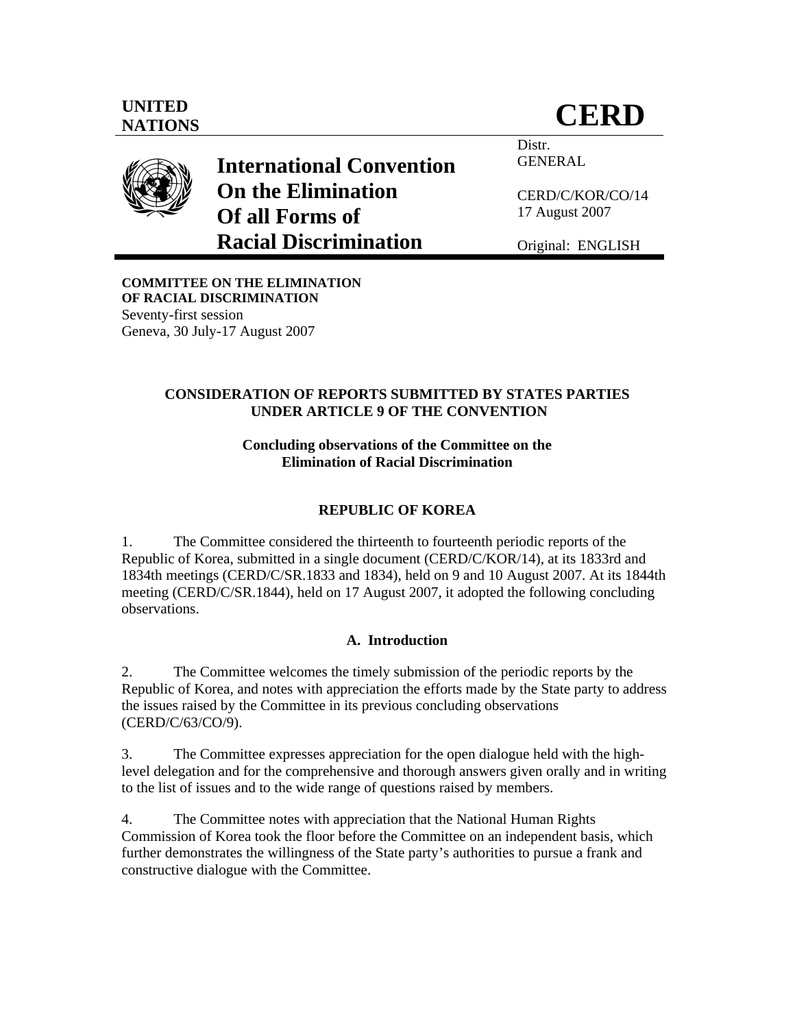UNITED NATIONS

# CERD

# International Convention On the Elimination Of all Forms of Racial Discrimination

Distr.
GENERAL

CERD/C/KOR/CO/14
17 August 2007

Original: ENGLISH

**COMMITTEE ON THE ELIMINATION OF RACIAL DISCRIMINATION**
Seventy-first session
Geneva, 30 July-17 August 2007

## CONSIDERATION OF REPORTS SUBMITTED BY STATES PARTIES UNDER ARTICLE 9 OF THE CONVENTION

### Concluding observations of the Committee on the Elimination of Racial Discrimination

### REPUBLIC OF KOREA

1. The Committee considered the thirteenth to fourteenth periodic reports of the Republic of Korea, submitted in a single document (CERD/C/KOR/14), at its 1833rd and 1834th meetings (CERD/C/SR.1833 and 1834), held on 9 and 10 August 2007. At its 1844th meeting (CERD/C/SR.1844), held on 17 August 2007, it adopted the following concluding observations.

### A. Introduction

2. The Committee welcomes the timely submission of the periodic reports by the Republic of Korea, and notes with appreciation the efforts made by the State party to address the issues raised by the Committee in its previous concluding observations (CERD/C/63/CO/9).

3. The Committee expresses appreciation for the open dialogue held with the high-level delegation and for the comprehensive and thorough answers given orally and in writing to the list of issues and to the wide range of questions raised by members.

4. The Committee notes with appreciation that the National Human Rights Commission of Korea took the floor before the Committee on an independent basis, which further demonstrates the willingness of the State party's authorities to pursue a frank and constructive dialogue with the Committee.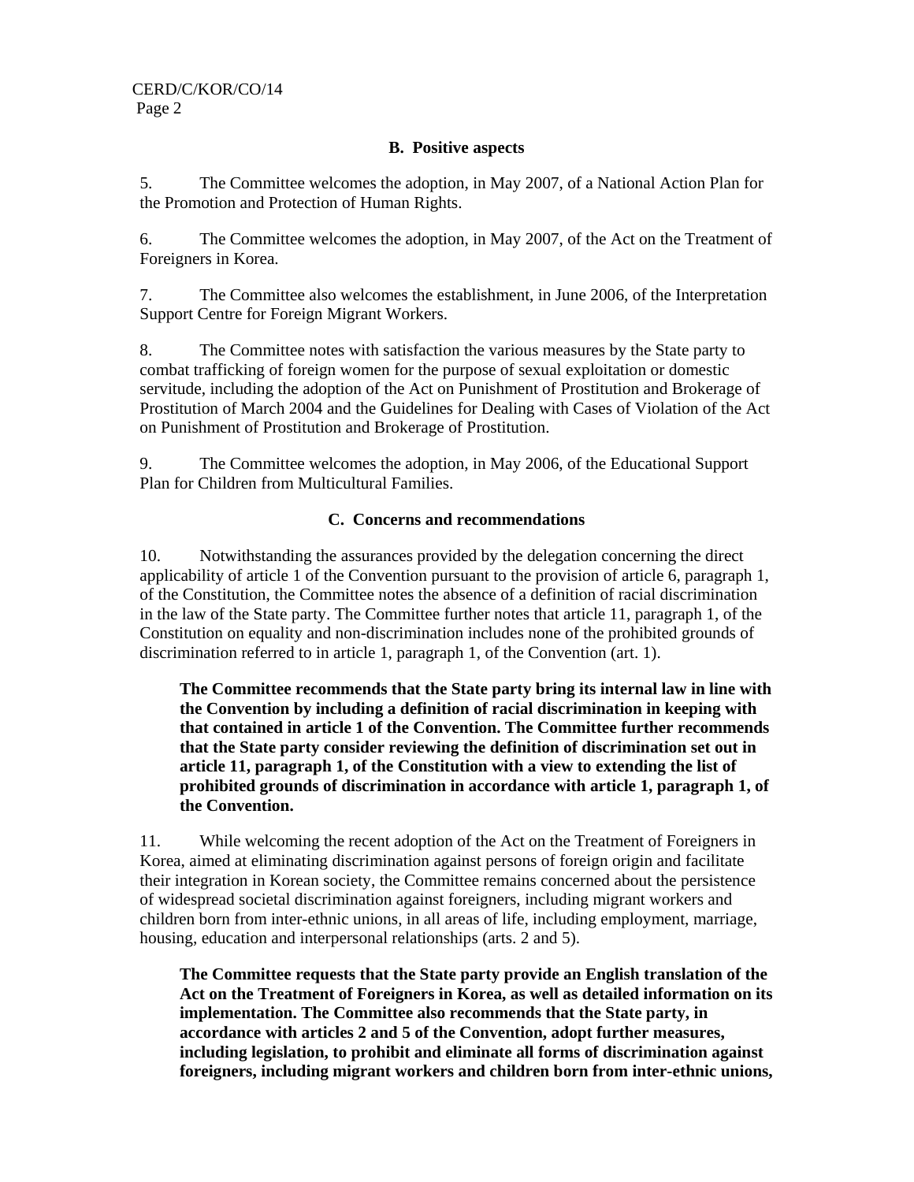### B. Positive aspects

5. The Committee welcomes the adoption, in May 2007, of a National Action Plan for the Promotion and Protection of Human Rights.

6. The Committee welcomes the adoption, in May 2007, of the Act on the Treatment of Foreigners in Korea.

7. The Committee also welcomes the establishment, in June 2006, of the Interpretation Support Centre for Foreign Migrant Workers.

8. The Committee notes with satisfaction the various measures by the State party to combat trafficking of foreign women for the purpose of sexual exploitation or domestic servitude, including the adoption of the Act on Punishment of Prostitution and Brokerage of Prostitution of March 2004 and the Guidelines for Dealing with Cases of Violation of the Act on Punishment of Prostitution and Brokerage of Prostitution.

9. The Committee welcomes the adoption, in May 2006, of the Educational Support Plan for Children from Multicultural Families.

### C. Concerns and recommendations

10. Notwithstanding the assurances provided by the delegation concerning the direct applicability of article 1 of the Convention pursuant to the provision of article 6, paragraph 1, of the Constitution, the Committee notes the absence of a definition of racial discrimination in the law of the State party. The Committee further notes that article 11, paragraph 1, of the Constitution on equality and non-discrimination includes none of the prohibited grounds of discrimination referred to in article 1, paragraph 1, of the Convention (art. 1).

**The Committee recommends that the State party bring its internal law in line with the Convention by including a definition of racial discrimination in keeping with that contained in article 1 of the Convention. The Committee further recommends that the State party consider reviewing the definition of discrimination set out in article 11, paragraph 1, of the Constitution with a view to extending the list of prohibited grounds of discrimination in accordance with article 1, paragraph 1, of the Convention.**

11. While welcoming the recent adoption of the Act on the Treatment of Foreigners in Korea, aimed at eliminating discrimination against persons of foreign origin and facilitate their integration in Korean society, the Committee remains concerned about the persistence of widespread societal discrimination against foreigners, including migrant workers and children born from inter-ethnic unions, in all areas of life, including employment, marriage, housing, education and interpersonal relationships (arts. 2 and 5).

**The Committee requests that the State party provide an English translation of the Act on the Treatment of Foreigners in Korea, as well as detailed information on its implementation. The Committee also recommends that the State party, in accordance with articles 2 and 5 of the Convention, adopt further measures, including legislation, to prohibit and eliminate all forms of discrimination against foreigners, including migrant workers and children born from inter-ethnic unions,**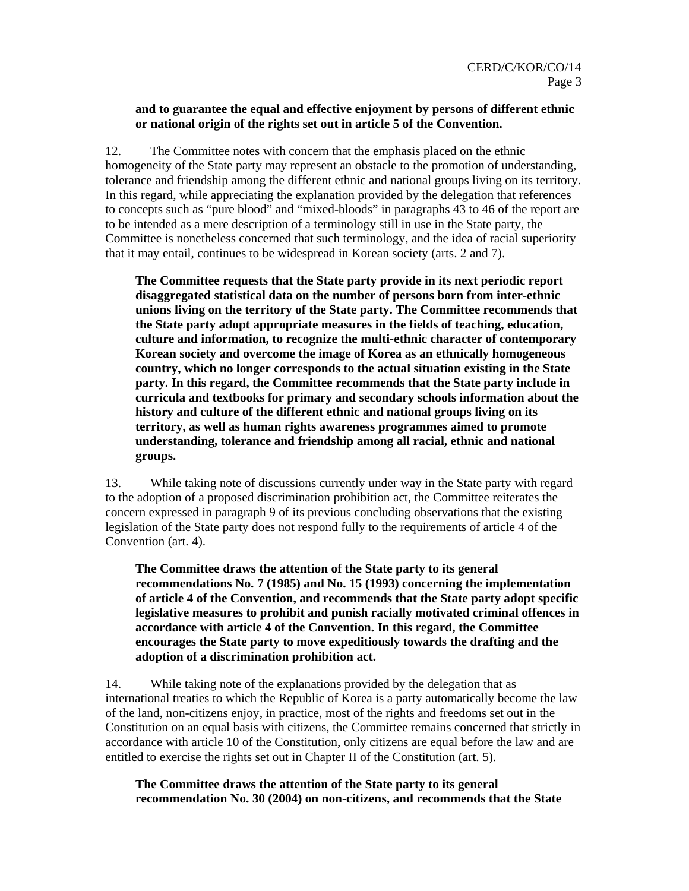**and to guarantee the equal and effective enjoyment by persons of different ethnic or national origin of the rights set out in article 5 of the Convention.**

12. The Committee notes with concern that the emphasis placed on the ethnic homogeneity of the State party may represent an obstacle to the promotion of understanding, tolerance and friendship among the different ethnic and national groups living on its territory. In this regard, while appreciating the explanation provided by the delegation that references to concepts such as "pure blood" and "mixed-bloods" in paragraphs 43 to 46 of the report are to be intended as a mere description of a terminology still in use in the State party, the Committee is nonetheless concerned that such terminology, and the idea of racial superiority that it may entail, continues to be widespread in Korean society (arts. 2 and 7).

**The Committee requests that the State party provide in its next periodic report disaggregated statistical data on the number of persons born from inter-ethnic unions living on the territory of the State party. The Committee recommends that the State party adopt appropriate measures in the fields of teaching, education, culture and information, to recognize the multi-ethnic character of contemporary Korean society and overcome the image of Korea as an ethnically homogeneous country, which no longer corresponds to the actual situation existing in the State party. In this regard, the Committee recommends that the State party include in curricula and textbooks for primary and secondary schools information about the history and culture of the different ethnic and national groups living on its territory, as well as human rights awareness programmes aimed to promote understanding, tolerance and friendship among all racial, ethnic and national groups.**

13. While taking note of discussions currently under way in the State party with regard to the adoption of a proposed discrimination prohibition act, the Committee reiterates the concern expressed in paragraph 9 of its previous concluding observations that the existing legislation of the State party does not respond fully to the requirements of article 4 of the Convention (art. 4).

**The Committee draws the attention of the State party to its general recommendations No. 7 (1985) and No. 15 (1993) concerning the implementation of article 4 of the Convention, and recommends that the State party adopt specific legislative measures to prohibit and punish racially motivated criminal offences in accordance with article 4 of the Convention. In this regard, the Committee encourages the State party to move expeditiously towards the drafting and the adoption of a discrimination prohibition act.**

14. While taking note of the explanations provided by the delegation that as international treaties to which the Republic of Korea is a party automatically become the law of the land, non-citizens enjoy, in practice, most of the rights and freedoms set out in the Constitution on an equal basis with citizens, the Committee remains concerned that strictly in accordance with article 10 of the Constitution, only citizens are equal before the law and are entitled to exercise the rights set out in Chapter II of the Constitution (art. 5).

**The Committee draws the attention of the State party to its general recommendation No. 30 (2004) on non-citizens, and recommends that the State**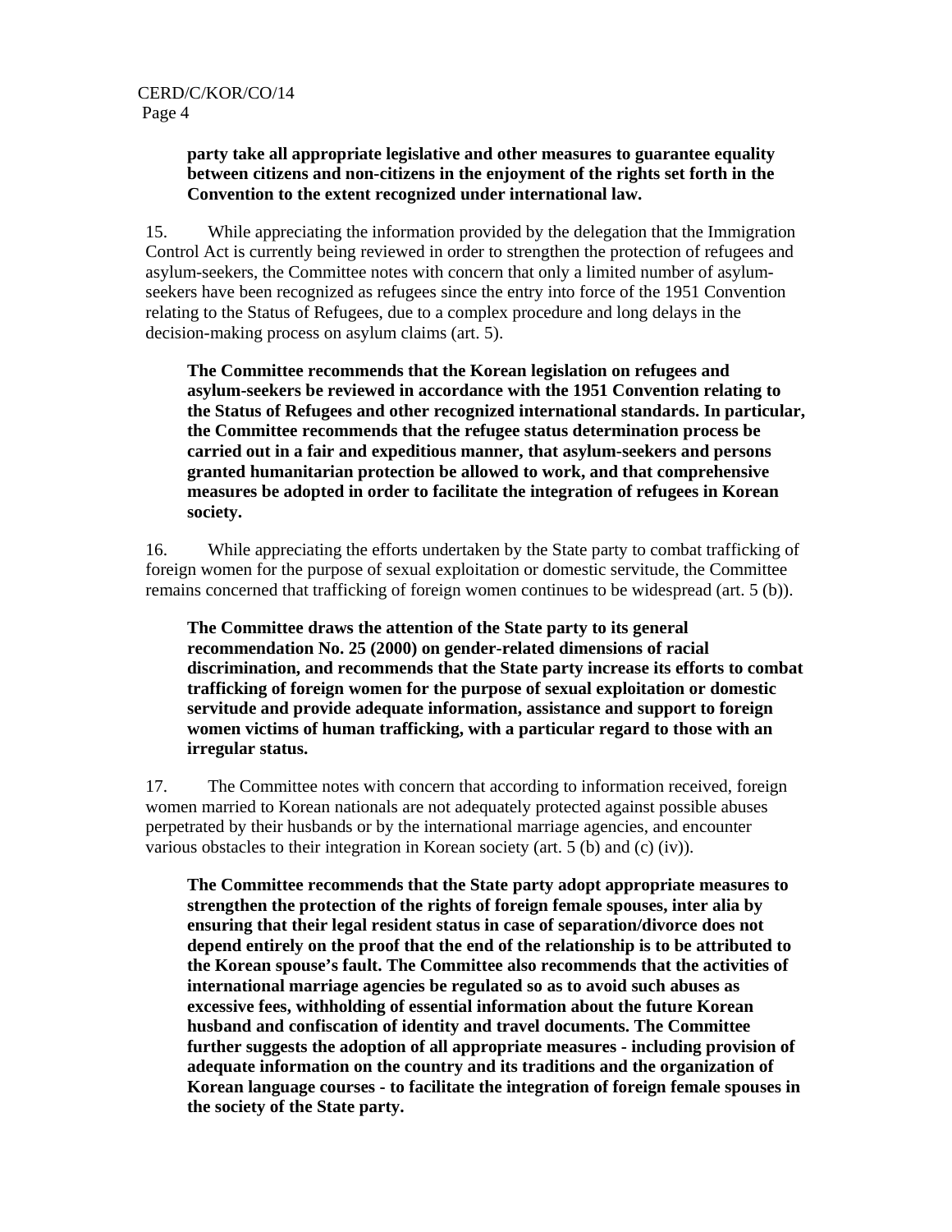**party take all appropriate legislative and other measures to guarantee equality between citizens and non-citizens in the enjoyment of the rights set forth in the Convention to the extent recognized under international law.**

15. While appreciating the information provided by the delegation that the Immigration Control Act is currently being reviewed in order to strengthen the protection of refugees and asylum-seekers, the Committee notes with concern that only a limited number of asylum-seekers have been recognized as refugees since the entry into force of the 1951 Convention relating to the Status of Refugees, due to a complex procedure and long delays in the decision-making process on asylum claims (art. 5).

**The Committee recommends that the Korean legislation on refugees and asylum-seekers be reviewed in accordance with the 1951 Convention relating to the Status of Refugees and other recognized international standards. In particular, the Committee recommends that the refugee status determination process be carried out in a fair and expeditious manner, that asylum-seekers and persons granted humanitarian protection be allowed to work, and that comprehensive measures be adopted in order to facilitate the integration of refugees in Korean society.**

16. While appreciating the efforts undertaken by the State party to combat trafficking of foreign women for the purpose of sexual exploitation or domestic servitude, the Committee remains concerned that trafficking of foreign women continues to be widespread (art. 5 (b)).

**The Committee draws the attention of the State party to its general recommendation No. 25 (2000) on gender-related dimensions of racial discrimination, and recommends that the State party increase its efforts to combat trafficking of foreign women for the purpose of sexual exploitation or domestic servitude and provide adequate information, assistance and support to foreign women victims of human trafficking, with a particular regard to those with an irregular status.**

17. The Committee notes with concern that according to information received, foreign women married to Korean nationals are not adequately protected against possible abuses perpetrated by their husbands or by the international marriage agencies, and encounter various obstacles to their integration in Korean society (art. 5 (b) and (c) (iv)).

**The Committee recommends that the State party adopt appropriate measures to strengthen the protection of the rights of foreign female spouses, inter alia by ensuring that their legal resident status in case of separation/divorce does not depend entirely on the proof that the end of the relationship is to be attributed to the Korean spouse's fault. The Committee also recommends that the activities of international marriage agencies be regulated so as to avoid such abuses as excessive fees, withholding of essential information about the future Korean husband and confiscation of identity and travel documents. The Committee further suggests the adoption of all appropriate measures - including provision of adequate information on the country and its traditions and the organization of Korean language courses - to facilitate the integration of foreign female spouses in the society of the State party.**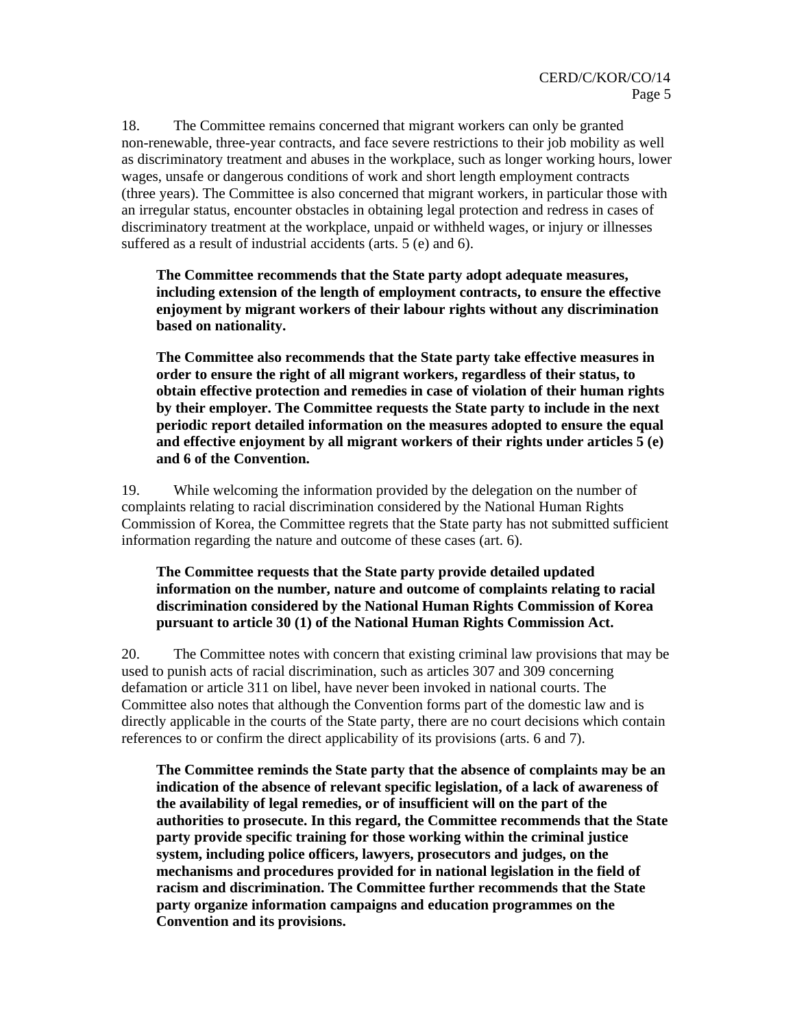18. The Committee remains concerned that migrant workers can only be granted non-renewable, three-year contracts, and face severe restrictions to their job mobility as well as discriminatory treatment and abuses in the workplace, such as longer working hours, lower wages, unsafe or dangerous conditions of work and short length employment contracts (three years). The Committee is also concerned that migrant workers, in particular those with an irregular status, encounter obstacles in obtaining legal protection and redress in cases of discriminatory treatment at the workplace, unpaid or withheld wages, or injury or illnesses suffered as a result of industrial accidents (arts. 5 (e) and 6).

**The Committee recommends that the State party adopt adequate measures, including extension of the length of employment contracts, to ensure the effective enjoyment by migrant workers of their labour rights without any discrimination based on nationality.**

**The Committee also recommends that the State party take effective measures in order to ensure the right of all migrant workers, regardless of their status, to obtain effective protection and remedies in case of violation of their human rights by their employer. The Committee requests the State party to include in the next periodic report detailed information on the measures adopted to ensure the equal and effective enjoyment by all migrant workers of their rights under articles 5 (e) and 6 of the Convention.**

19. While welcoming the information provided by the delegation on the number of complaints relating to racial discrimination considered by the National Human Rights Commission of Korea, the Committee regrets that the State party has not submitted sufficient information regarding the nature and outcome of these cases (art. 6).

**The Committee requests that the State party provide detailed updated information on the number, nature and outcome of complaints relating to racial discrimination considered by the National Human Rights Commission of Korea pursuant to article 30 (1) of the National Human Rights Commission Act.**

20. The Committee notes with concern that existing criminal law provisions that may be used to punish acts of racial discrimination, such as articles 307 and 309 concerning defamation or article 311 on libel, have never been invoked in national courts. The Committee also notes that although the Convention forms part of the domestic law and is directly applicable in the courts of the State party, there are no court decisions which contain references to or confirm the direct applicability of its provisions (arts. 6 and 7).

**The Committee reminds the State party that the absence of complaints may be an indication of the absence of relevant specific legislation, of a lack of awareness of the availability of legal remedies, or of insufficient will on the part of the authorities to prosecute. In this regard, the Committee recommends that the State party provide specific training for those working within the criminal justice system, including police officers, lawyers, prosecutors and judges, on the mechanisms and procedures provided for in national legislation in the field of racism and discrimination. The Committee further recommends that the State party organize information campaigns and education programmes on the Convention and its provisions.**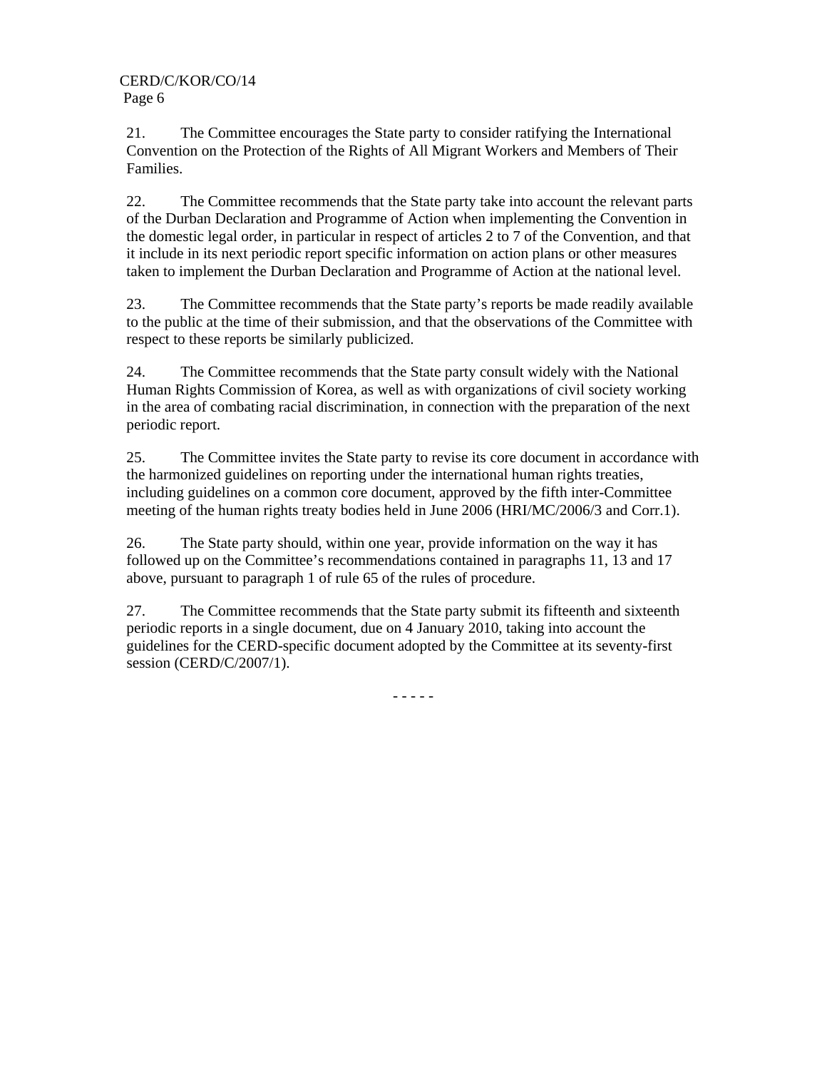21. The Committee encourages the State party to consider ratifying the International Convention on the Protection of the Rights of All Migrant Workers and Members of Their Families.

22. The Committee recommends that the State party take into account the relevant parts of the Durban Declaration and Programme of Action when implementing the Convention in the domestic legal order, in particular in respect of articles 2 to 7 of the Convention, and that it include in its next periodic report specific information on action plans or other measures taken to implement the Durban Declaration and Programme of Action at the national level.

23. The Committee recommends that the State party's reports be made readily available to the public at the time of their submission, and that the observations of the Committee with respect to these reports be similarly publicized.

24. The Committee recommends that the State party consult widely with the National Human Rights Commission of Korea, as well as with organizations of civil society working in the area of combating racial discrimination, in connection with the preparation of the next periodic report.

25. The Committee invites the State party to revise its core document in accordance with the harmonized guidelines on reporting under the international human rights treaties, including guidelines on a common core document, approved by the fifth inter-Committee meeting of the human rights treaty bodies held in June 2006 (HRI/MC/2006/3 and Corr.1).

26. The State party should, within one year, provide information on the way it has followed up on the Committee's recommendations contained in paragraphs 11, 13 and 17 above, pursuant to paragraph 1 of rule 65 of the rules of procedure.

27. The Committee recommends that the State party submit its fifteenth and sixteenth periodic reports in a single document, due on 4 January 2010, taking into account the guidelines for the CERD-specific document adopted by the Committee at its seventy-first session (CERD/C/2007/1).

- - - - -